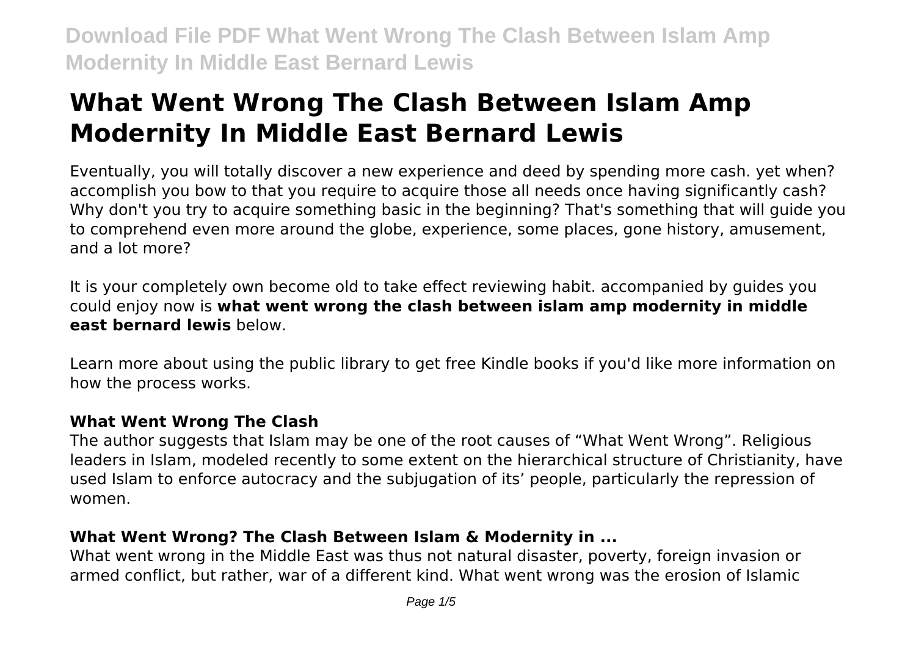# What Went Wrong The Clash Between Islam Amp Modernity In Middle East Bernard Lewis

Eventually, you will totally discover a new experience and deed by spending more cash. yet when? accomplish you bow to that you require to acquire those all needs once having significantly cash? Why don't you try to acquire something basic in the beginning? That's something that will guide you to comprehend even more around the globe, experience, some places, gone history, amusement, and a lot more?

It is your completely own become old to take effect reviewing habit. accompanied by guides you could enjoy now is **what went wrong the clash between islam amp modernity in middle east bernard lewis** below.

Learn more about using the public library to get free Kindle books if you'd like more information on how the process works.

### What Went Wrong The Clash

The author suggests that Islam may be one of the root causes of "What Went Wrong". Religious leaders in Islam, modeled recently to some extent on the hierarchical structure of Christianity, have used Islam to enforce autocracy and the subjugation of its' people, particularly the repression of women.

### What Went Wrong? The Clash Between Islam & Modernity in ...

What went wrong in the Middle East was thus not natural disaster, poverty, foreign invasion or armed conflict, but rather, war of a different kind. What went wrong was the erosion of Islamic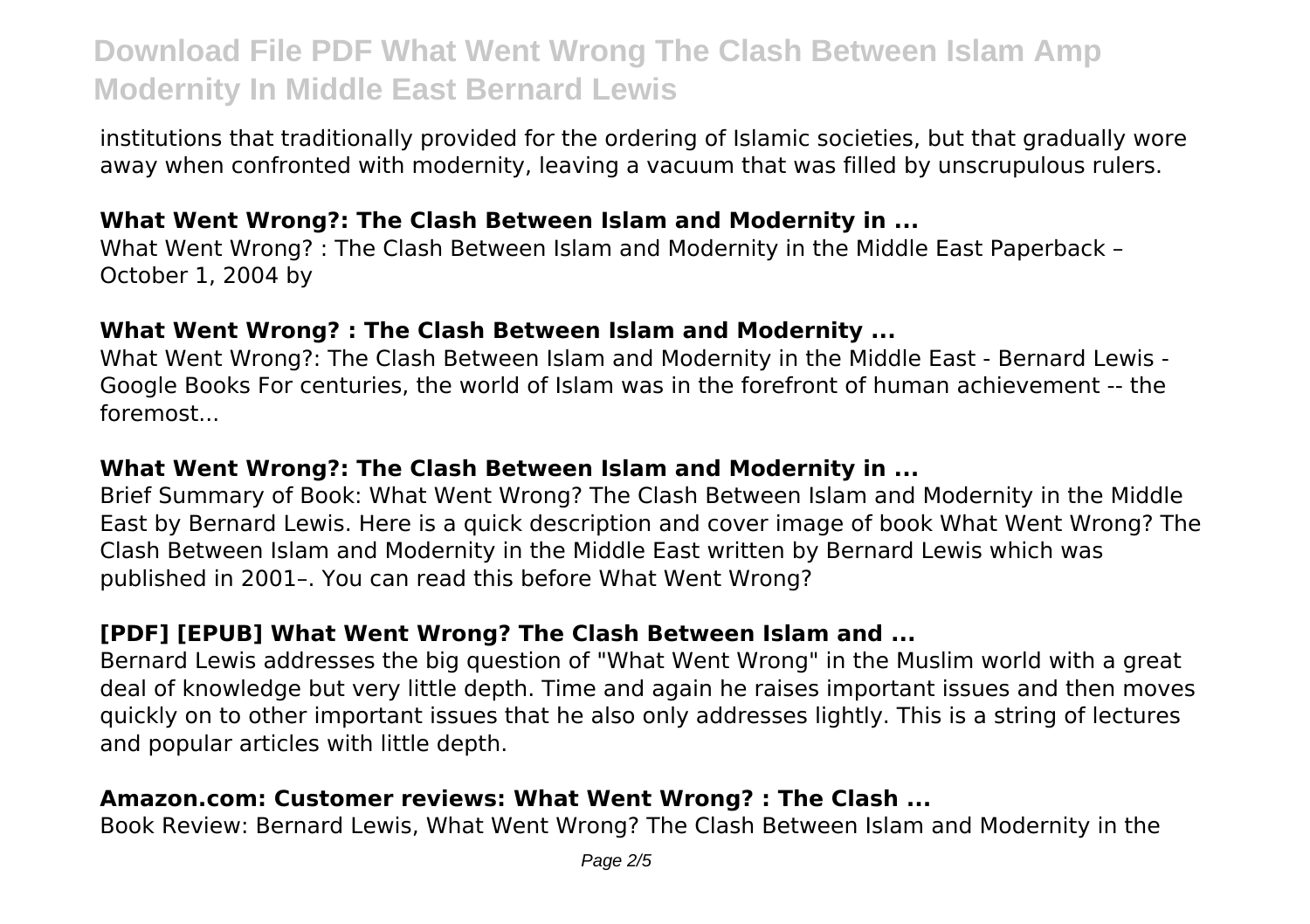institutions that traditionally provided for the ordering of Islamic societies, but that gradually wore away when confronted with modernity, leaving a vacuum that was filled by unscrupulous rulers.

### What Went Wrong?: The Clash Between Islam and Modernity in ...

What Went Wrong? : The Clash Between Islam and Modernity in the Middle East Paperback – October 1, 2004 by

### What Went Wrong? : The Clash Between Islam and Modernity ...

What Went Wrong?: The Clash Between Islam and Modernity in the Middle East - Bernard Lewis - Google Books For centuries, the world of Islam was in the forefront of human achievement -- the foremost...

### What Went Wrong?: The Clash Between Islam and Modernity in ...

Brief Summary of Book: What Went Wrong? The Clash Between Islam and Modernity in the Middle East by Bernard Lewis. Here is a quick description and cover image of book What Went Wrong? The Clash Between Islam and Modernity in the Middle East written by Bernard Lewis which was published in 2001–. You can read this before What Went Wrong?

### [PDF] [EPUB] What Went Wrong? The Clash Between Islam and ...

Bernard Lewis addresses the big question of "What Went Wrong" in the Muslim world with a great deal of knowledge but very little depth. Time and again he raises important issues and then moves quickly on to other important issues that he also only addresses lightly. This is a string of lectures and popular articles with little depth.

### Amazon.com: Customer reviews: What Went Wrong? : The Clash ...

Book Review: Bernard Lewis, What Went Wrong? The Clash Between Islam and Modernity in the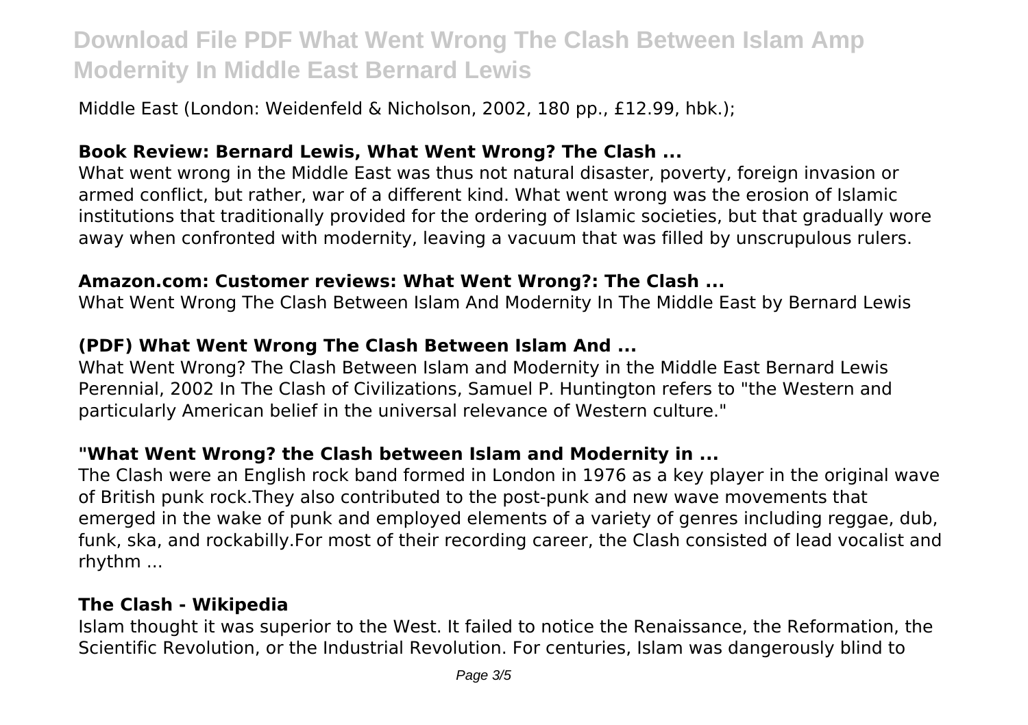Middle East (London: Weidenfeld & Nicholson, 2002, 180 pp., £12.99, hbk.);

### Book Review: Bernard Lewis, What Went Wrong? The Clash ...

What went wrong in the Middle East was thus not natural disaster, poverty, foreign invasion or armed conflict, but rather, war of a different kind. What went wrong was the erosion of Islamic institutions that traditionally provided for the ordering of Islamic societies, but that gradually wore away when confronted with modernity, leaving a vacuum that was filled by unscrupulous rulers.

### Amazon.com: Customer reviews: What Went Wrong?: The Clash ...

What Went Wrong The Clash Between Islam And Modernity In The Middle East by Bernard Lewis

### (PDF) What Went Wrong The Clash Between Islam And ...

What Went Wrong? The Clash Between Islam and Modernity in the Middle East Bernard Lewis Perennial, 2002 In The Clash of Civilizations, Samuel P. Huntington refers to "the Western and particularly American belief in the universal relevance of Western culture."

### "What Went Wrong? the Clash between Islam and Modernity in ...

The Clash were an English rock band formed in London in 1976 as a key player in the original wave of British punk rock.They also contributed to the post-punk and new wave movements that emerged in the wake of punk and employed elements of a variety of genres including reggae, dub, funk, ska, and rockabilly.For most of their recording career, the Clash consisted of lead vocalist and rhythm ...

### The Clash - Wikipedia

Islam thought it was superior to the West. It failed to notice the Renaissance, the Reformation, the Scientific Revolution, or the Industrial Revolution. For centuries, Islam was dangerously blind to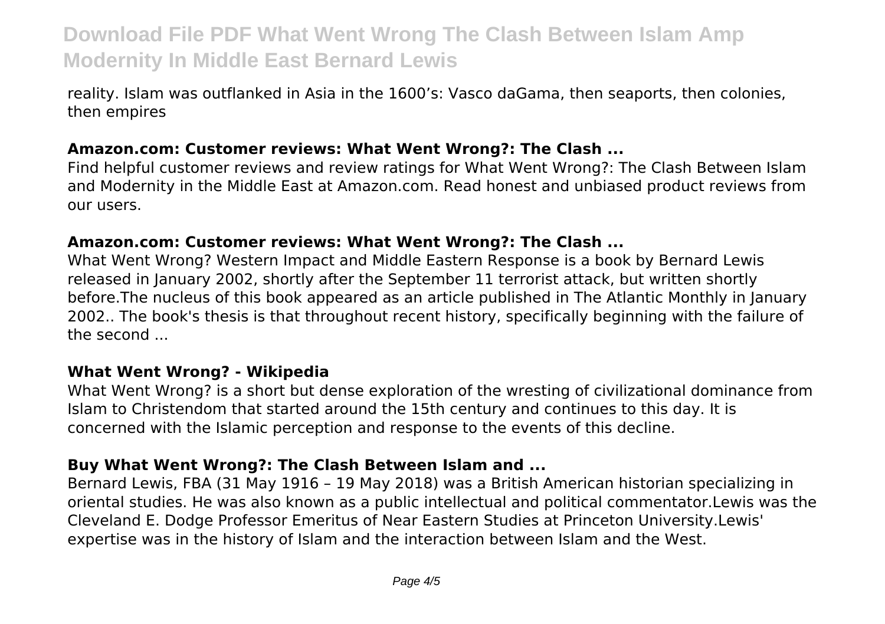reality. Islam was outflanked in Asia in the 1600's: Vasco daGama, then seaports, then colonies, then empires

### Amazon.com: Customer reviews: What Went Wrong?: The Clash ...

Find helpful customer reviews and review ratings for What Went Wrong?: The Clash Between Islam and Modernity in the Middle East at Amazon.com. Read honest and unbiased product reviews from our users.

### Amazon.com: Customer reviews: What Went Wrong?: The Clash ...

What Went Wrong? Western Impact and Middle Eastern Response is a book by Bernard Lewis released in January 2002, shortly after the September 11 terrorist attack, but written shortly before.The nucleus of this book appeared as an article published in The Atlantic Monthly in January 2002.. The book's thesis is that throughout recent history, specifically beginning with the failure of the second ...

### What Went Wrong? - Wikipedia

What Went Wrong? is a short but dense exploration of the wresting of civilizational dominance from Islam to Christendom that started around the 15th century and continues to this day. It is concerned with the Islamic perception and response to the events of this decline.

### Buy What Went Wrong?: The Clash Between Islam and ...

Bernard Lewis, FBA (31 May 1916 – 19 May 2018) was a British American historian specializing in oriental studies. He was also known as a public intellectual and political commentator.Lewis was the Cleveland E. Dodge Professor Emeritus of Near Eastern Studies at Princeton University.Lewis' expertise was in the history of Islam and the interaction between Islam and the West.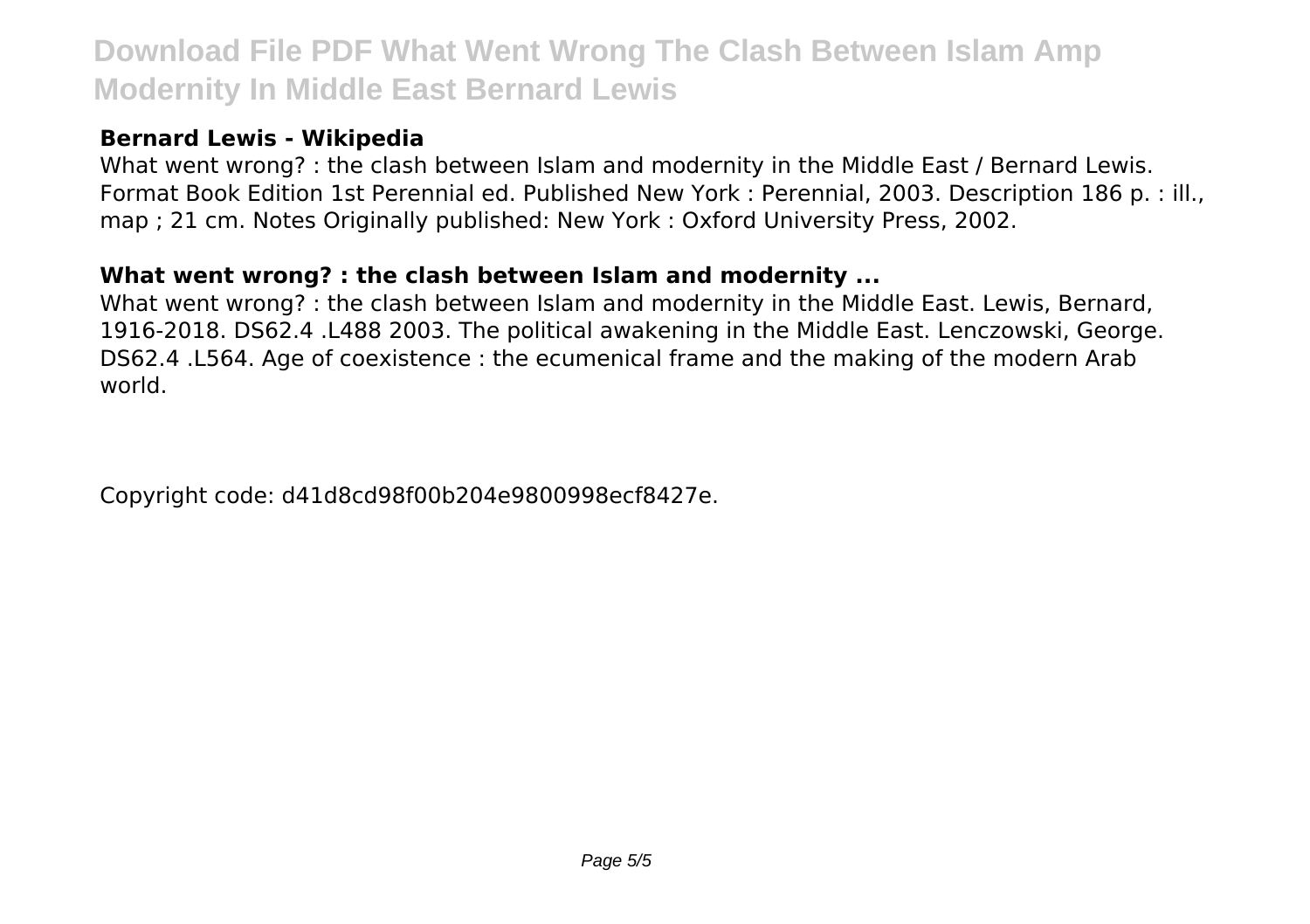**Bernard Lewis - Wikipedia**

What went wrong? : the clash between Islam and modernity in the Middle East / Bernard Lewis. Format Book Edition 1st Perennial ed. Published New York : Perennial, 2003. Description 186 p. : ill., map ; 21 cm. Notes Originally published: New York : Oxford University Press, 2002.

**What went wrong? : the clash between Islam and modernity ...**

What went wrong? : the clash between Islam and modernity in the Middle East. Lewis, Bernard, 1916-2018. DS62.4 .L488 2003. The political awakening in the Middle East. Lenczowski, George. DS62.4 .L564. Age of coexistence : the ecumenical frame and the making of the modern Arab world.

Copyright code: d41d8cd98f00b204e9800998ecf8427e.